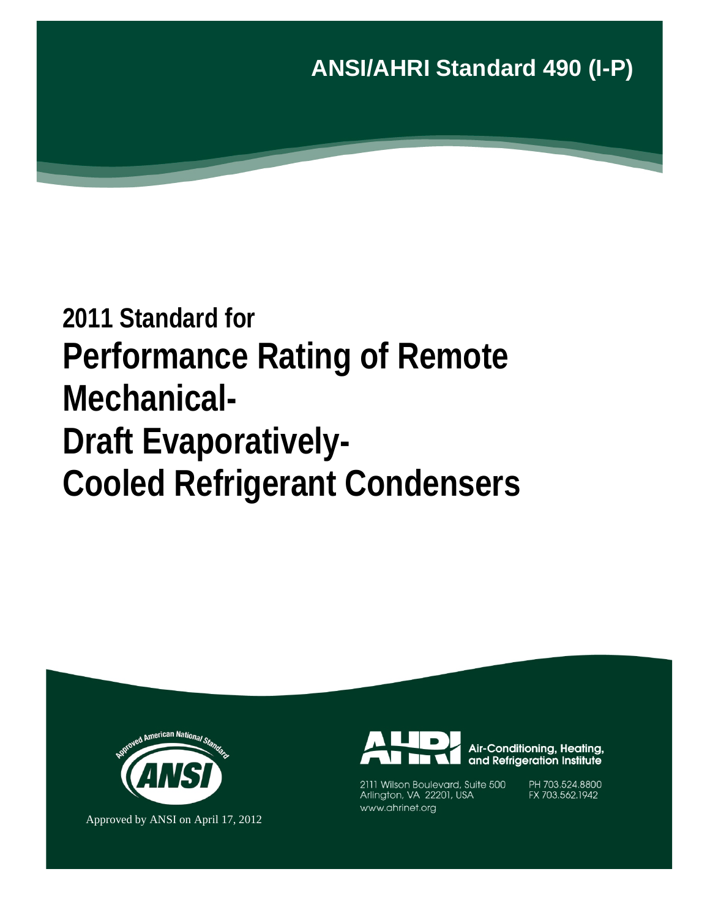**ANSI/AHRI Standard 490 (I-P)**

## 2011 Standard for

# Performance Rating of Remote Mechanical-Draft Evaporatively-Cooled Refrigerant Condensers

Approved American National Standard

ANSI

Approved by ANSI on April 17, 2012

AHRI Air-Conditioning, Heating, and Refrigeration Institute

2111 Wilson Boulevard, Suite 500
Arlington, VA 22201, USA
www.ahrinet.org

PH 703.524.8800
FX 703.562.1942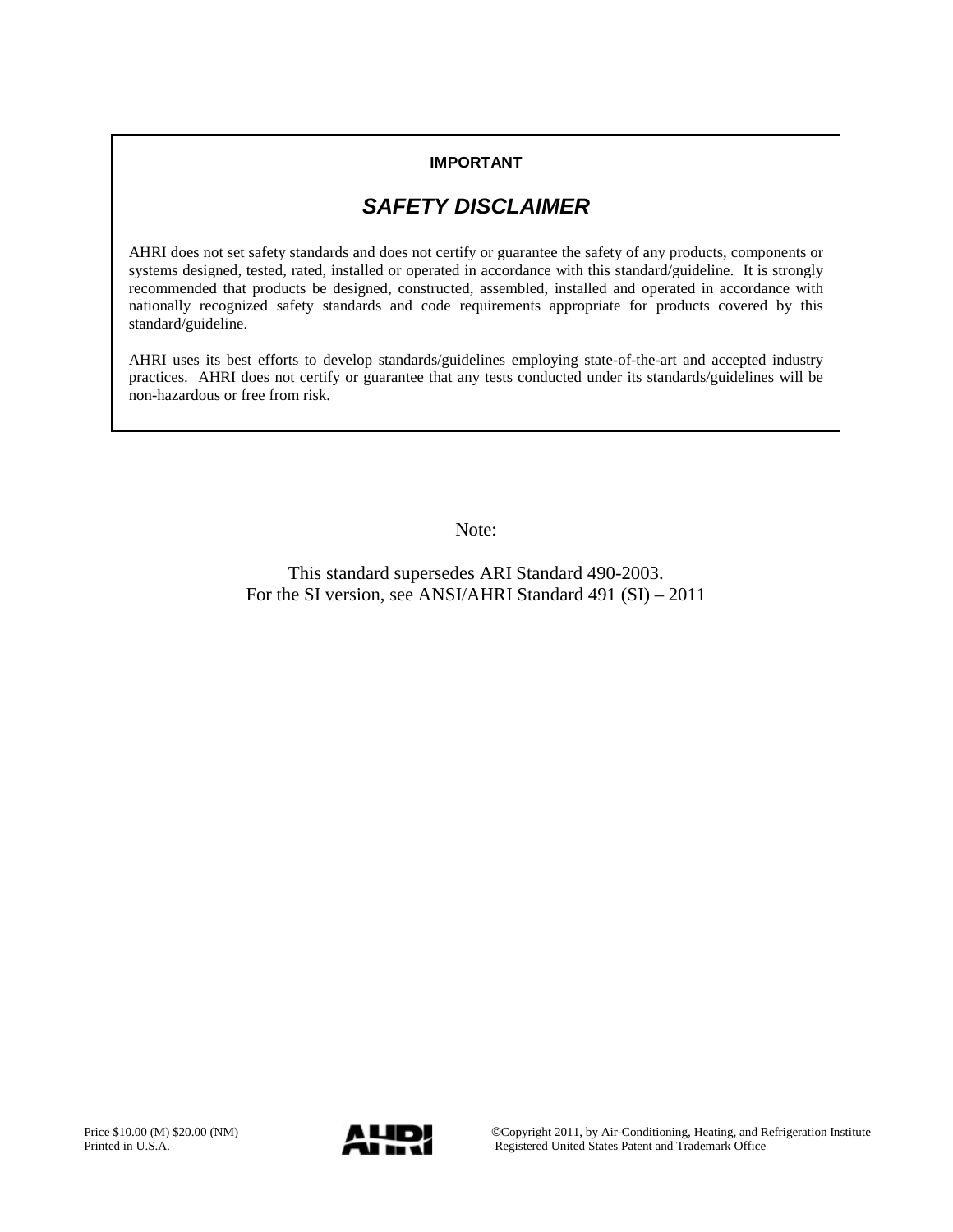**IMPORTANT**

## *SAFETY DISCLAIMER*

AHRI does not set safety standards and does not certify or guarantee the safety of any products, components or systems designed, tested, rated, installed or operated in accordance with this standard/guideline. It is strongly recommended that products be designed, constructed, assembled, installed and operated in accordance with nationally recognized safety standards and code requirements appropriate for products covered by this standard/guideline.

AHRI uses its best efforts to develop standards/guidelines employing state-of-the-art and accepted industry practices. AHRI does not certify or guarantee that any tests conducted under its standards/guidelines will be non-hazardous or free from risk.

Note:

This standard supersedes ARI Standard 490-2003.
For the SI version, see ANSI/AHRI Standard 491 (SI) – 2011

Price $10.00 (M) $20.00 (NM)
Printed in U.S.A.

©Copyright 2011, by Air-Conditioning, Heating, and Refrigeration Institute
Registered United States Patent and Trademark Office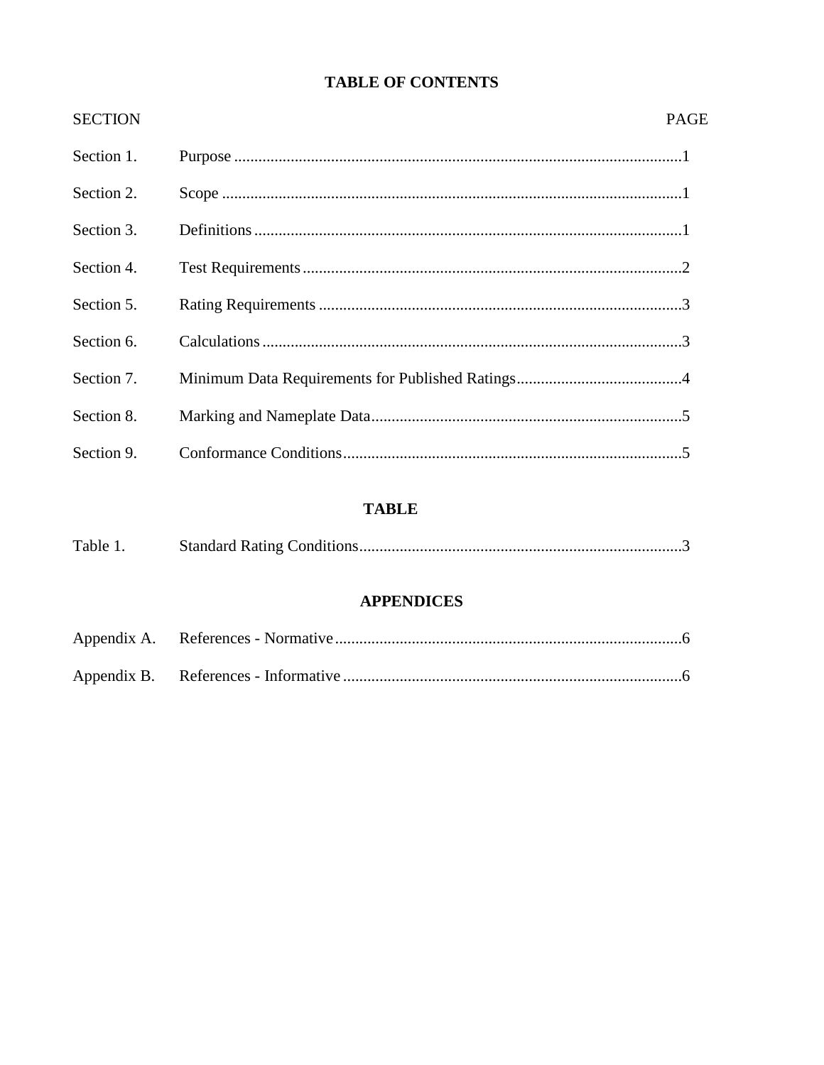# TABLE OF CONTENTS

| SECTION | | PAGE |
|---|---|---|
| Section 1. | Purpose | 1 |
| Section 2. | Scope | 1 |
| Section 3. | Definitions | 1 |
| Section 4. | Test Requirements | 2 |
| Section 5. | Rating Requirements | 3 |
| Section 6. | Calculations | 3 |
| Section 7. | Minimum Data Requirements for Published Ratings | 4 |
| Section 8. | Marking and Nameplate Data | 5 |
| Section 9. | Conformance Conditions | 5 |

## TABLE

| | | |
|---|---|---|
| Table 1. | Standard Rating Conditions | 3 |

## APPENDICES

| | | |
|---|---|---|
| Appendix A. | References - Normative | 6 |
| Appendix B. | References - Informative | 6 |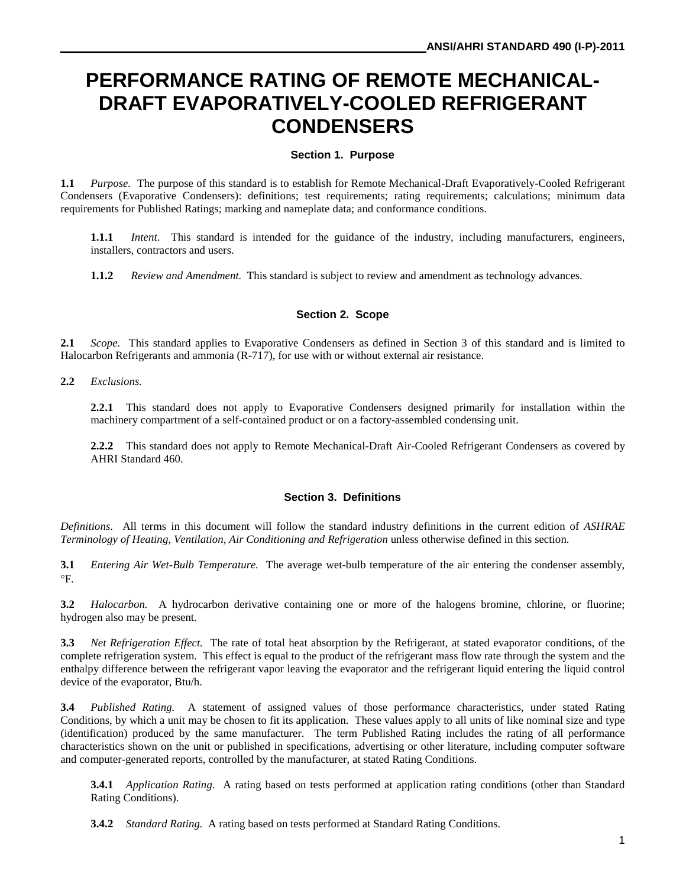# PERFORMANCE RATING OF REMOTE MECHANICAL-DRAFT EVAPORATIVELY-COOLED REFRIGERANT CONDENSERS

## Section 1. Purpose

**1.1** *Purpose.* The purpose of this standard is to establish for Remote Mechanical-Draft Evaporatively-Cooled Refrigerant Condensers (Evaporative Condensers): definitions; test requirements; rating requirements; calculations; minimum data requirements for Published Ratings; marking and nameplate data; and conformance conditions.

**1.1.1** *Intent.* This standard is intended for the guidance of the industry, including manufacturers, engineers, installers, contractors and users.

**1.1.2** *Review and Amendment.* This standard is subject to review and amendment as technology advances.

## Section 2. Scope

**2.1** *Scope.* This standard applies to Evaporative Condensers as defined in Section 3 of this standard and is limited to Halocarbon Refrigerants and ammonia (R-717), for use with or without external air resistance.

**2.2** *Exclusions.*

**2.2.1** This standard does not apply to Evaporative Condensers designed primarily for installation within the machinery compartment of a self-contained product or on a factory-assembled condensing unit.

**2.2.2** This standard does not apply to Remote Mechanical-Draft Air-Cooled Refrigerant Condensers as covered by AHRI Standard 460.

## Section 3. Definitions

*Definitions.* All terms in this document will follow the standard industry definitions in the current edition of *ASHRAE Terminology of Heating, Ventilation, Air Conditioning and Refrigeration* unless otherwise defined in this section.

**3.1** *Entering Air Wet-Bulb Temperature.* The average wet-bulb temperature of the air entering the condenser assembly, °F.

**3.2** *Halocarbon.* A hydrocarbon derivative containing one or more of the halogens bromine, chlorine, or fluorine; hydrogen also may be present.

**3.3** *Net Refrigeration Effect.* The rate of total heat absorption by the Refrigerant, at stated evaporator conditions, of the complete refrigeration system. This effect is equal to the product of the refrigerant mass flow rate through the system and the enthalpy difference between the refrigerant vapor leaving the evaporator and the refrigerant liquid entering the liquid control device of the evaporator, Btu/h.

**3.4** *Published Rating.* A statement of assigned values of those performance characteristics, under stated Rating Conditions, by which a unit may be chosen to fit its application. These values apply to all units of like nominal size and type (identification) produced by the same manufacturer. The term Published Rating includes the rating of all performance characteristics shown on the unit or published in specifications, advertising or other literature, including computer software and computer-generated reports, controlled by the manufacturer, at stated Rating Conditions.

**3.4.1** *Application Rating.* A rating based on tests performed at application rating conditions (other than Standard Rating Conditions).

**3.4.2** *Standard Rating.* A rating based on tests performed at Standard Rating Conditions.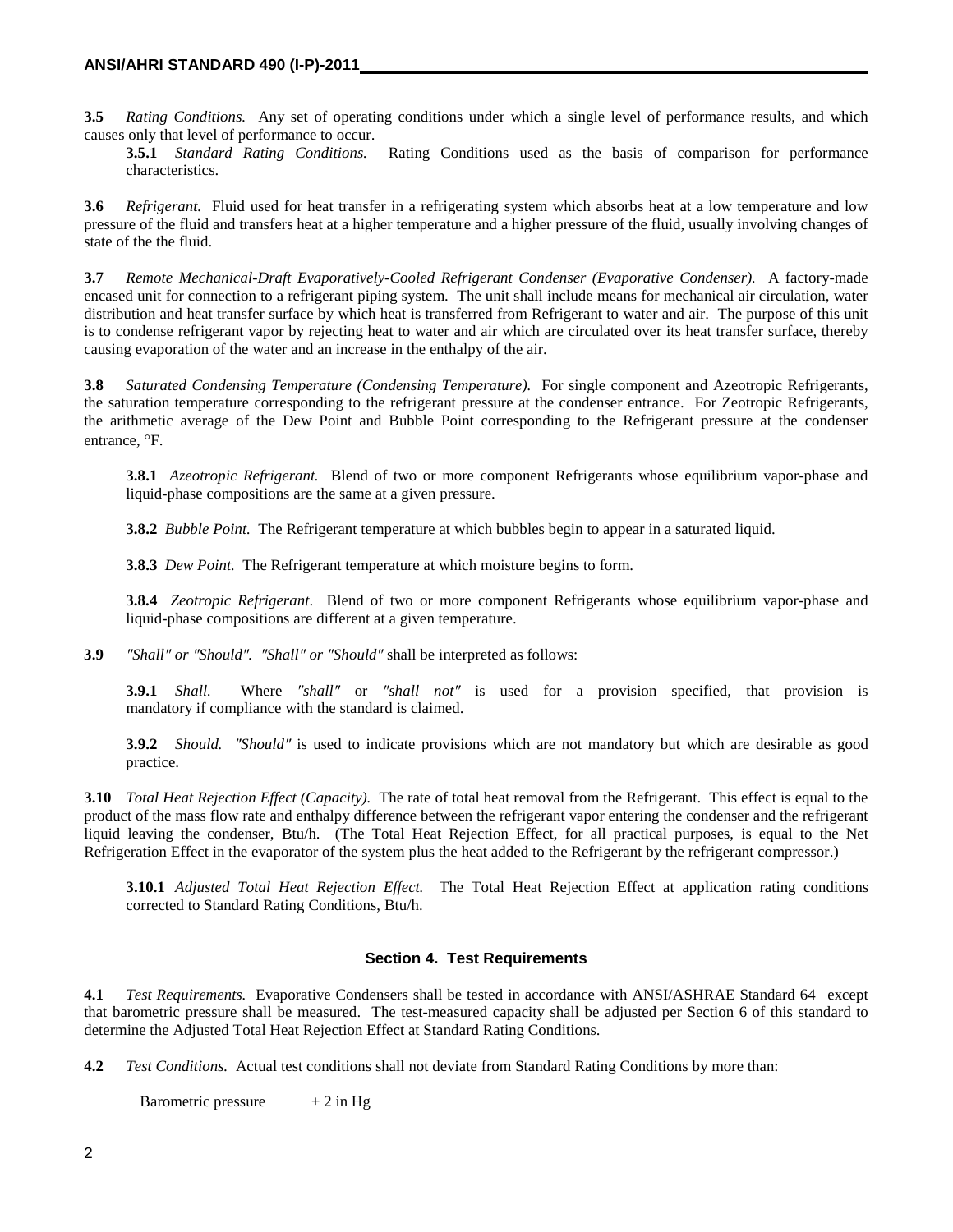**3.5** *Rating Conditions.* Any set of operating conditions under which a single level of performance results, and which causes only that level of performance to occur.

**3.5.1** *Standard Rating Conditions.* Rating Conditions used as the basis of comparison for performance characteristics.

**3.6** *Refrigerant.* Fluid used for heat transfer in a refrigerating system which absorbs heat at a low temperature and low pressure of the fluid and transfers heat at a higher temperature and a higher pressure of the fluid, usually involving changes of state of the the fluid.

**3.7** *Remote Mechanical-Draft Evaporatively-Cooled Refrigerant Condenser (Evaporative Condenser).* A factory-made encased unit for connection to a refrigerant piping system. The unit shall include means for mechanical air circulation, water distribution and heat transfer surface by which heat is transferred from Refrigerant to water and air. The purpose of this unit is to condense refrigerant vapor by rejecting heat to water and air which are circulated over its heat transfer surface, thereby causing evaporation of the water and an increase in the enthalpy of the air.

**3.8** *Saturated Condensing Temperature (Condensing Temperature).* For single component and Azeotropic Refrigerants, the saturation temperature corresponding to the refrigerant pressure at the condenser entrance. For Zeotropic Refrigerants, the arithmetic average of the Dew Point and Bubble Point corresponding to the Refrigerant pressure at the condenser entrance, °F.

**3.8.1** *Azeotropic Refrigerant.* Blend of two or more component Refrigerants whose equilibrium vapor-phase and liquid-phase compositions are the same at a given pressure.

**3.8.2** *Bubble Point.* The Refrigerant temperature at which bubbles begin to appear in a saturated liquid.

**3.8.3** *Dew Point.* The Refrigerant temperature at which moisture begins to form.

**3.8.4** *Zeotropic Refrigerant*. Blend of two or more component Refrigerants whose equilibrium vapor-phase and liquid-phase compositions are different at a given temperature.

**3.9** *"Shall" or "Should". "Shall" or "Should"* shall be interpreted as follows:

**3.9.1** *Shall.* Where *"shall"* or *"shall not"* is used for a provision specified, that provision is mandatory if compliance with the standard is claimed.

**3.9.2** *Should. "Should"* is used to indicate provisions which are not mandatory but which are desirable as good practice.

**3.10** *Total Heat Rejection Effect (Capacity).* The rate of total heat removal from the Refrigerant. This effect is equal to the product of the mass flow rate and enthalpy difference between the refrigerant vapor entering the condenser and the refrigerant liquid leaving the condenser, Btu/h. (The Total Heat Rejection Effect, for all practical purposes, is equal to the Net Refrigeration Effect in the evaporator of the system plus the heat added to the Refrigerant by the refrigerant compressor.)

**3.10.1** *Adjusted Total Heat Rejection Effect.* The Total Heat Rejection Effect at application rating conditions corrected to Standard Rating Conditions, Btu/h.

## Section 4. Test Requirements

**4.1** *Test Requirements.* Evaporative Condensers shall be tested in accordance with ANSI/ASHRAE Standard 64 except that barometric pressure shall be measured. The test-measured capacity shall be adjusted per Section 6 of this standard to determine the Adjusted Total Heat Rejection Effect at Standard Rating Conditions.

**4.2** *Test Conditions.* Actual test conditions shall not deviate from Standard Rating Conditions by more than:

Barometric pressure $\pm$ 2 in Hg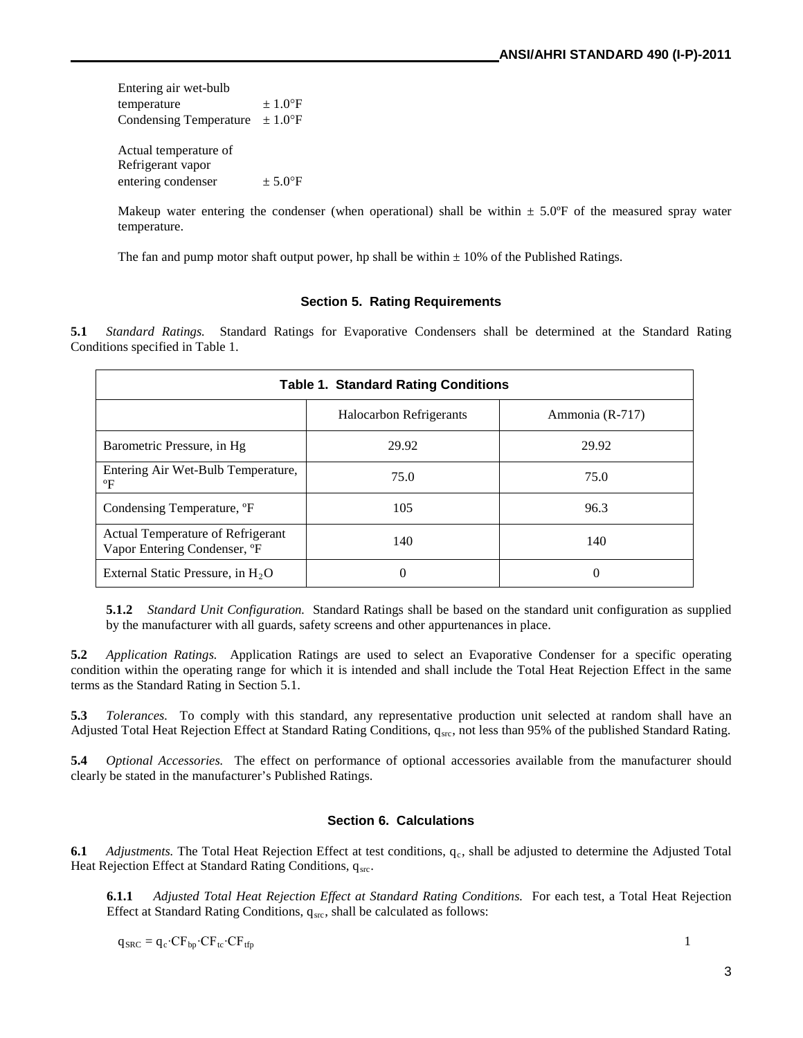Entering air wet-bulb temperature ± 1.0°F
Condensing Temperature ± 1.0°F

Actual temperature of Refrigerant vapor entering condenser ± 5.0°F

Makeup water entering the condenser (when operational) shall be within ± 5.0ºF of the measured spray water temperature.

The fan and pump motor shaft output power, hp shall be within ± 10% of the Published Ratings.

## Section 5. Rating Requirements

**5.1** *Standard Ratings.* Standard Ratings for Evaporative Condensers shall be determined at the Standard Rating Conditions specified in Table 1.

**Table 1. Standard Rating Conditions**

| | Halocarbon Refrigerants | Ammonia (R-717) |
|---|---|---|
| Barometric Pressure, in Hg | 29.92 | 29.92 |
| Entering Air Wet-Bulb Temperature, ºF | 75.0 | 75.0 |
| Condensing Temperature, ºF | 105 | 96.3 |
| Actual Temperature of Refrigerant Vapor Entering Condenser, ºF | 140 | 140 |
| External Static Pressure, in $H_2O$ | 0 | 0 |

**5.1.2** *Standard Unit Configuration.* Standard Ratings shall be based on the standard unit configuration as supplied by the manufacturer with all guards, safety screens and other appurtenances in place.

**5.2** *Application Ratings.* Application Ratings are used to select an Evaporative Condenser for a specific operating condition within the operating range for which it is intended and shall include the Total Heat Rejection Effect in the same terms as the Standard Rating in Section 5.1.

**5.3** *Tolerances.* To comply with this standard, any representative production unit selected at random shall have an Adjusted Total Heat Rejection Effect at Standard Rating Conditions, $q_{src}$, not less than 95% of the published Standard Rating.

**5.4** *Optional Accessories.* The effect on performance of optional accessories available from the manufacturer should clearly be stated in the manufacturer's Published Ratings.

## Section 6. Calculations

**6.1** *Adjustments.* The Total Heat Rejection Effect at test conditions, $q_c$, shall be adjusted to determine the Adjusted Total Heat Rejection Effect at Standard Rating Conditions, $q_{src}$.

**6.1.1** *Adjusted Total Heat Rejection Effect at Standard Rating Conditions.* For each test, a Total Heat Rejection Effect at Standard Rating Conditions, $q_{src}$, shall be calculated as follows:

$$q_{SRC} = q_c \cdot CF_{bp} \cdot CF_{tc} \cdot CF_{tfp} \qquad 1$$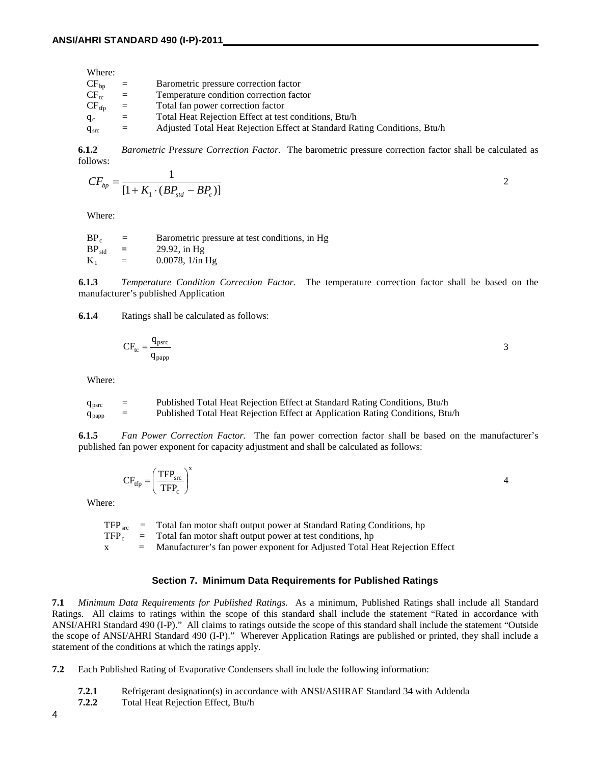Where:

$CF_{bp}$ = Barometric pressure correction factor
$CF_{tc}$ = Temperature condition correction factor
$CF_{tfp}$ = Total fan power correction factor
$q_c$ = Total Heat Rejection Effect at test conditions, Btu/h
$q_{src}$ = Adjusted Total Heat Rejection Effect at Standard Rating Conditions, Btu/h

**6.1.2** *Barometric Pressure Correction Factor.* The barometric pressure correction factor shall be calculated as follows:

$$CF_{bp} = \frac{1}{[1 + K_1 \cdot (BP_{std} - BP_c)]} \qquad 2$$

Where:

$BP_c$ = Barometric pressure at test conditions, in Hg
$BP_{std}$ = 29.92, in Hg
$K_1$ = 0.0078, 1/in Hg

**6.1.3** *Temperature Condition Correction Factor.* The temperature correction factor shall be based on the manufacturer's published Application

**6.1.4** Ratings shall be calculated as follows:

$$CF_{tc} = \frac{q_{psrc}}{q_{papp}} \qquad 3$$

Where:

$q_{psrc}$ = Published Total Heat Rejection Effect at Standard Rating Conditions, Btu/h
$q_{papp}$ = Published Total Heat Rejection Effect at Application Rating Conditions, Btu/h

**6.1.5** *Fan Power Correction Factor.* The fan power correction factor shall be based on the manufacturer's published fan power exponent for capacity adjustment and shall be calculated as follows:

$$CF_{tfp} = \left(\frac{TFP_{src}}{TFP_c}\right)^x \qquad 4$$

Where:

$TFP_{src}$ = Total fan motor shaft output power at Standard Rating Conditions, hp
$TFP_c$ = Total fan motor shaft output power at test conditions, hp
$x$ = Manufacturer's fan power exponent for Adjusted Total Heat Rejection Effect

## Section 7. Minimum Data Requirements for Published Ratings

**7.1** *Minimum Data Requirements for Published Ratings.* As a minimum, Published Ratings shall include all Standard Ratings. All claims to ratings within the scope of this standard shall include the statement "Rated in accordance with ANSI/AHRI Standard 490 (I-P)." All claims to ratings outside the scope of this standard shall include the statement "Outside the scope of ANSI/AHRI Standard 490 (I-P)." Wherever Application Ratings are published or printed, they shall include a statement of the conditions at which the ratings apply.

**7.2** Each Published Rating of Evaporative Condensers shall include the following information:

**7.2.1** Refrigerant designation(s) in accordance with ANSI/ASHRAE Standard 34 with Addenda
**7.2.2** Total Heat Rejection Effect, Btu/h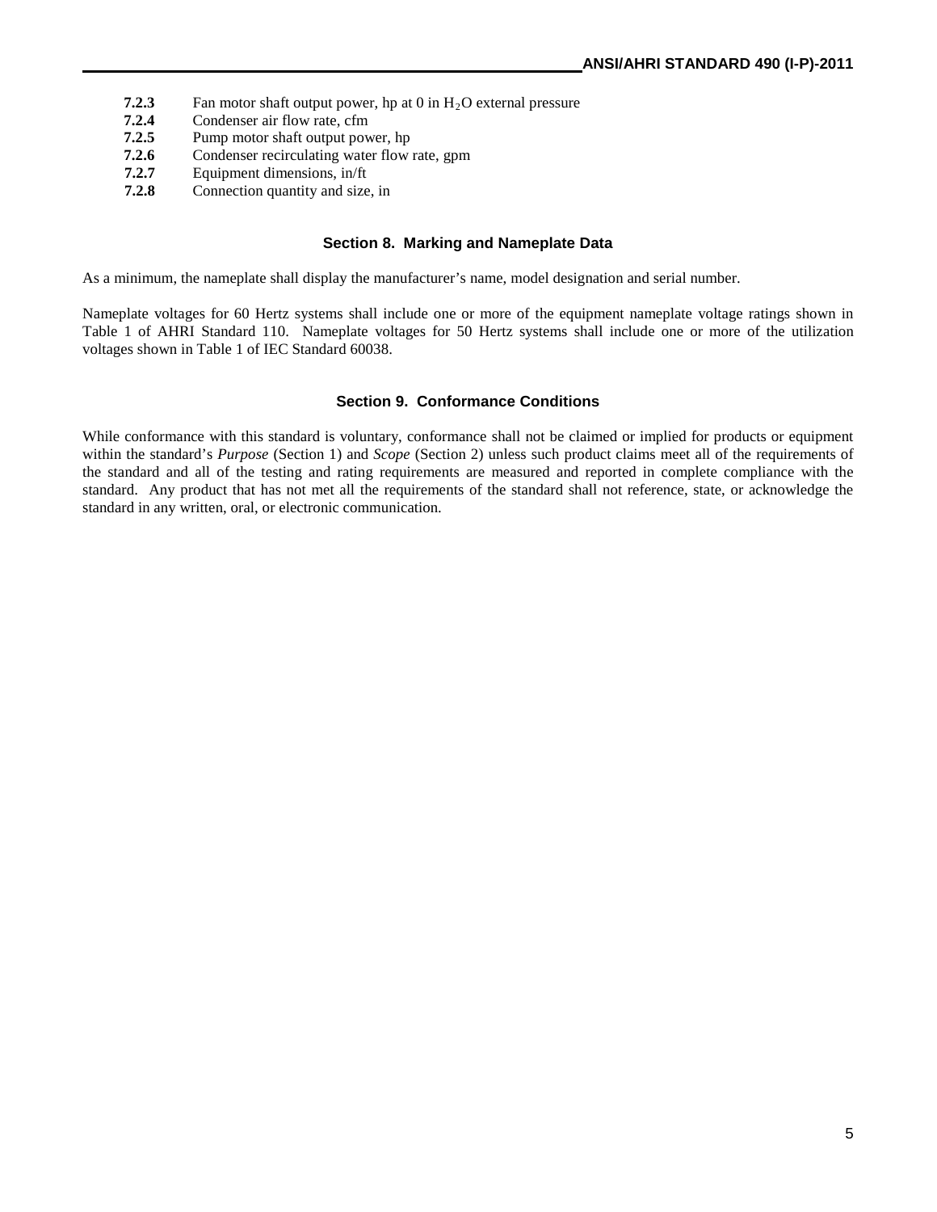**7.2.3** Fan motor shaft output power, hp at 0 in $H_2O$ external pressure

**7.2.4** Condenser air flow rate, cfm

**7.2.5** Pump motor shaft output power, hp

**7.2.6** Condenser recirculating water flow rate, gpm

**7.2.7** Equipment dimensions, in/ft

**7.2.8** Connection quantity and size, in

## Section 8. Marking and Nameplate Data

As a minimum, the nameplate shall display the manufacturer's name, model designation and serial number.

Nameplate voltages for 60 Hertz systems shall include one or more of the equipment nameplate voltage ratings shown in Table 1 of AHRI Standard 110. Nameplate voltages for 50 Hertz systems shall include one or more of the utilization voltages shown in Table 1 of IEC Standard 60038.

## Section 9. Conformance Conditions

While conformance with this standard is voluntary, conformance shall not be claimed or implied for products or equipment within the standard's *Purpose* (Section 1) and *Scope* (Section 2) unless such product claims meet all of the requirements of the standard and all of the testing and rating requirements are measured and reported in complete compliance with the standard. Any product that has not met all the requirements of the standard shall not reference, state, or acknowledge the standard in any written, oral, or electronic communication.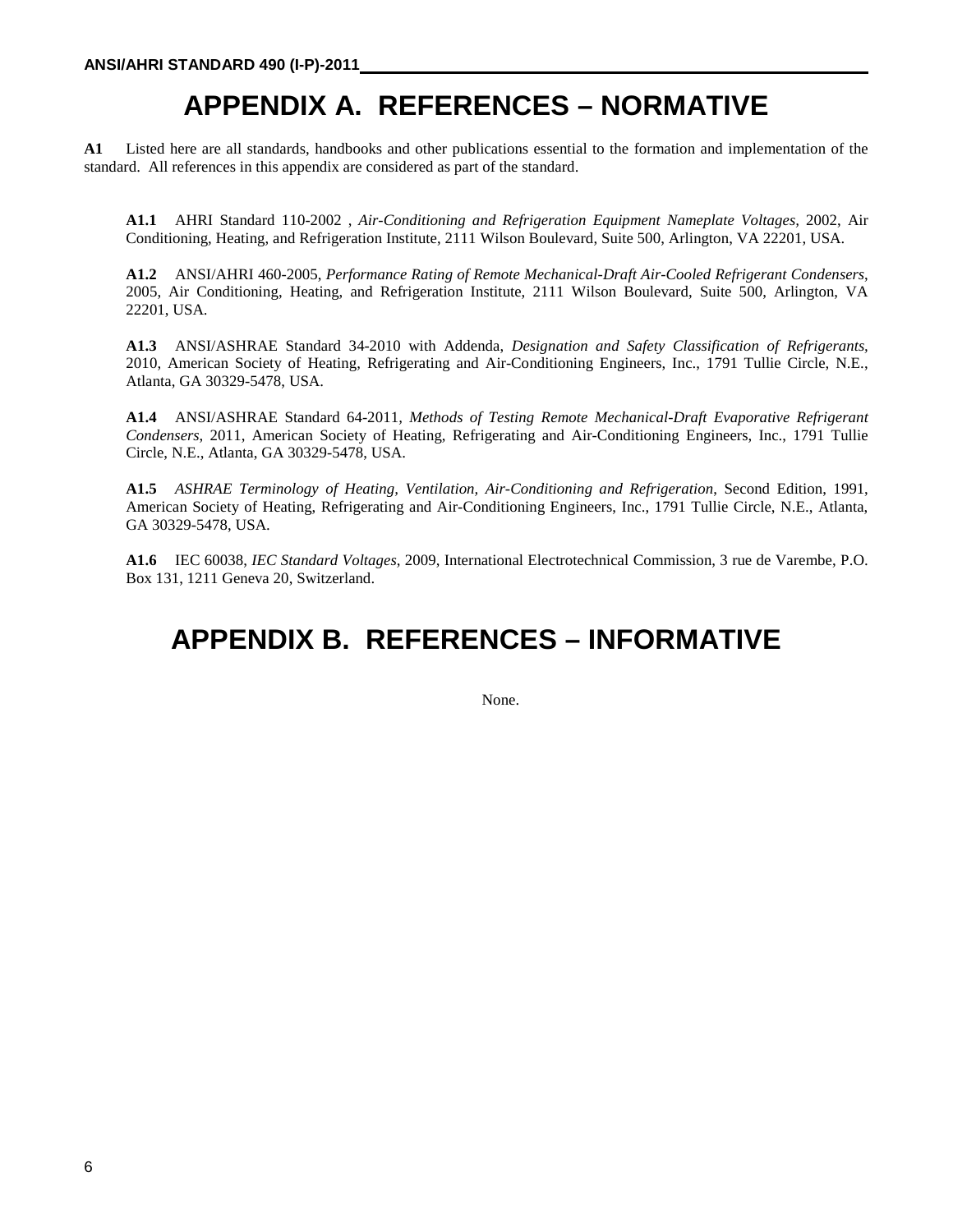# APPENDIX A. REFERENCES – NORMATIVE

**A1** Listed here are all standards, handbooks and other publications essential to the formation and implementation of the standard. All references in this appendix are considered as part of the standard.

**A1.1** AHRI Standard 110-2002 , *Air-Conditioning and Refrigeration Equipment Nameplate Voltages*, 2002, Air Conditioning, Heating, and Refrigeration Institute, 2111 Wilson Boulevard, Suite 500, Arlington, VA 22201, USA.

**A1.2** ANSI/AHRI 460-2005, *Performance Rating of Remote Mechanical-Draft Air-Cooled Refrigerant Condensers*, 2005, Air Conditioning, Heating, and Refrigeration Institute, 2111 Wilson Boulevard, Suite 500, Arlington, VA 22201, USA.

**A1.3** ANSI/ASHRAE Standard 34-2010 with Addenda, *Designation and Safety Classification of Refrigerants*, 2010, American Society of Heating, Refrigerating and Air-Conditioning Engineers, Inc., 1791 Tullie Circle, N.E., Atlanta, GA 30329-5478, USA.

**A1.4** ANSI/ASHRAE Standard 64-2011, *Methods of Testing Remote Mechanical-Draft Evaporative Refrigerant Condensers*, 2011, American Society of Heating, Refrigerating and Air-Conditioning Engineers, Inc., 1791 Tullie Circle, N.E., Atlanta, GA 30329-5478, USA.

**A1.5** *ASHRAE Terminology of Heating, Ventilation, Air-Conditioning and Refrigeration*, Second Edition, 1991, American Society of Heating, Refrigerating and Air-Conditioning Engineers, Inc., 1791 Tullie Circle, N.E., Atlanta, GA 30329-5478, USA.

**A1.6** IEC 60038, *IEC Standard Voltages*, 2009, International Electrotechnical Commission, 3 rue de Varembe, P.O. Box 131, 1211 Geneva 20, Switzerland.

# APPENDIX B. REFERENCES – INFORMATIVE

None.